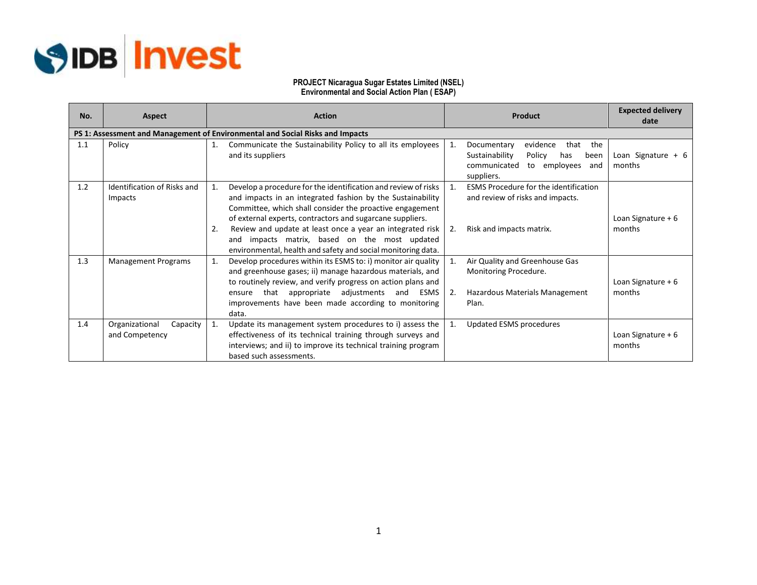**PROJECT Nicaragua Sugar Estates Limited (NSEL)**
**Environmental and Social Action Plan ( ESAP)**

| No. | Aspect | Action | Product | Expected delivery date |
|---|---|---|---|---|
| **PS 1: Assessment and Management of Environmental and Social Risks and Impacts** | | | | |
| 1.1 | Policy | 1. Communicate the Sustainability Policy to all its employees and its suppliers | 1. Documentary evidence that the Sustainability Policy has been communicated to employees and suppliers. | Loan Signature + 6 months |
| 1.2 | Identification of Risks and Impacts | 1. Develop a procedure for the identification and review of risks and impacts in an integrated fashion by the Sustainability Committee, which shall consider the proactive engagement of external experts, contractors and sugarcane suppliers.<br>2. Review and update at least once a year an integrated risk and impacts matrix, based on the most updated environmental, health and safety and social monitoring data. | 1. ESMS Procedure for the identification and review of risks and impacts.<br>2. Risk and impacts matrix. | Loan Signature + 6 months |
| 1.3 | Management Programs | 1. Develop procedures within its ESMS to: i) monitor air quality and greenhouse gases; ii) manage hazardous materials, and to routinely review, and verify progress on action plans and ensure that appropriate adjustments and ESMS improvements have been made according to monitoring data. | 1. Air Quality and Greenhouse Gas Monitoring Procedure.<br>2. Hazardous Materials Management Plan. | Loan Signature + 6 months |
| 1.4 | Organizational Capacity and Competency | 1. Update its management system procedures to i) assess the effectiveness of its technical training through surveys and interviews; and ii) to improve its technical training program based such assessments. | 1. Updated ESMS procedures | Loan Signature + 6 months |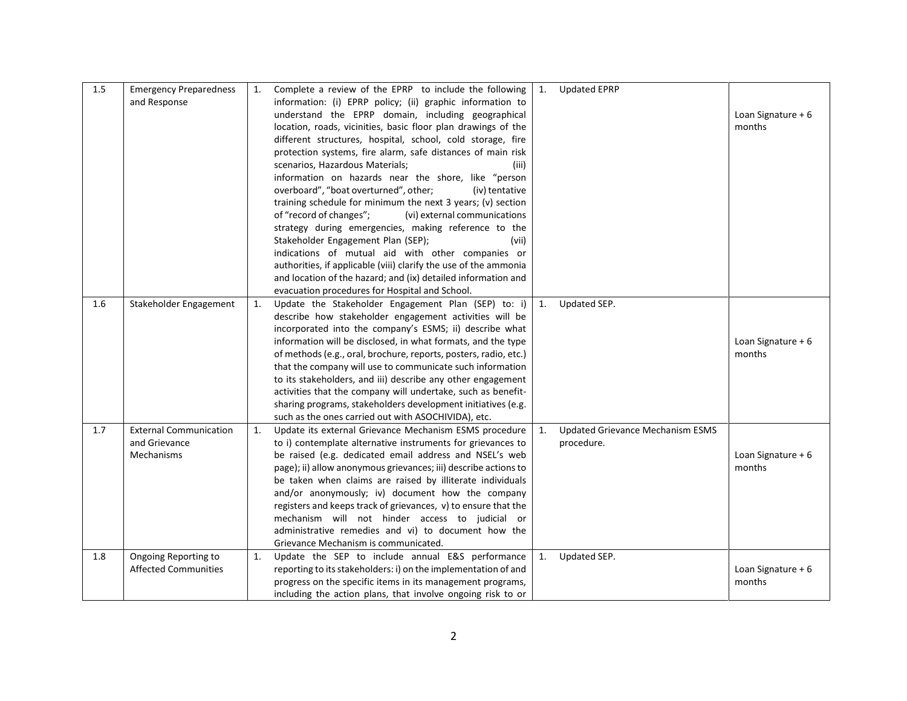| 1.5 | Emergency Preparedness and Response | 1. Complete a review of the EPRP to include the following information: (i) EPRP policy; (ii) graphic information to understand the EPRP domain, including geographical location, roads, vicinities, basic floor plan drawings of the different structures, hospital, school, cold storage, fire protection systems, fire alarm, safe distances of main risk scenarios, Hazardous Materials; (iii) information on hazards near the shore, like "person overboard", "boat overturned", other; (iv) tentative training schedule for minimum the next 3 years; (v) section of "record of changes"; (vi) external communications strategy during emergencies, making reference to the Stakeholder Engagement Plan (SEP); (vii) indications of mutual aid with other companies or authorities, if applicable (viii) clarify the use of the ammonia and location of the hazard; and (ix) detailed information and evacuation procedures for Hospital and School. | 1. Updated EPRP | Loan Signature + 6 months |
|---|---|---|---|---|
| 1.6 | Stakeholder Engagement | 1. Update the Stakeholder Engagement Plan (SEP) to: i) describe how stakeholder engagement activities will be incorporated into the company's ESMS; ii) describe what information will be disclosed, in what formats, and the type of methods (e.g., oral, brochure, reports, posters, radio, etc.) that the company will use to communicate such information to its stakeholders, and iii) describe any other engagement activities that the company will undertake, such as benefit-sharing programs, stakeholders development initiatives (e.g. such as the ones carried out with ASOCHIVIDA), etc. | 1. Updated SEP. | Loan Signature + 6 months |
| 1.7 | External Communication and Grievance Mechanisms | 1. Update its external Grievance Mechanism ESMS procedure to i) contemplate alternative instruments for grievances to be raised (e.g. dedicated email address and NSEL's web page); ii) allow anonymous grievances; iii) describe actions to be taken when claims are raised by illiterate individuals and/or anonymously; iv) document how the company registers and keeps track of grievances, v) to ensure that the mechanism will not hinder access to judicial or administrative remedies and vi) to document how the Grievance Mechanism is communicated. | 1. Updated Grievance Mechanism ESMS procedure. | Loan Signature + 6 months |
| 1.8 | Ongoing Reporting to Affected Communities | 1. Update the SEP to include annual E&S performance reporting to its stakeholders: i) on the implementation of and progress on the specific items in its management programs, including the action plans, that involve ongoing risk to or | 1. Updated SEP. | Loan Signature + 6 months |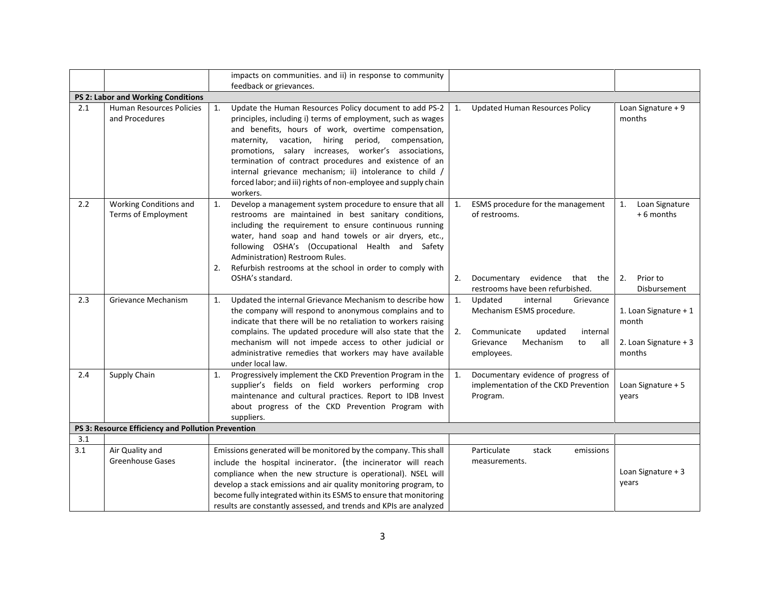| | | | | |
|---|---|---|---|---|
| | | impacts on communities. and ii) in response to community feedback or grievances. | | |
| **PS 2: Labor and Working Conditions** | | | | |
| 2.1 | Human Resources Policies and Procedures | 1. Update the Human Resources Policy document to add PS-2 principles, including i) terms of employment, such as wages and benefits, hours of work, overtime compensation, maternity, vacation, hiring period, compensation, promotions, salary increases, worker's associations, termination of contract procedures and existence of an internal grievance mechanism; ii) intolerance to child / forced labor; and iii) rights of non-employee and supply chain workers. | 1. Updated Human Resources Policy | Loan Signature + 9 months |
| 2.2 | Working Conditions and Terms of Employment | 1. Develop a management system procedure to ensure that all restrooms are maintained in best sanitary conditions, including the requirement to ensure continuous running water, hand soap and hand towels or air dryers, etc., following OSHA's (Occupational Health and Safety Administration) Restroom Rules.<br>2. Refurbish restrooms at the school in order to comply with OSHA's standard. | 1. ESMS procedure for the management of restrooms.<br>2. Documentary evidence that the restrooms have been refurbished. | 1. Loan Signature + 6 months<br>2. Prior to Disbursement |
| 2.3 | Grievance Mechanism | 1. Updated the internal Grievance Mechanism to describe how the company will respond to anonymous complains and to indicate that there will be no retaliation to workers raising complains. The updated procedure will also state that the mechanism will not impede access to other judicial or administrative remedies that workers may have available under local law. | 1. Updated internal Grievance Mechanism ESMS procedure.<br>2. Communicate updated internal Grievance Mechanism to all employees. | 1. Loan Signature + 1 month<br>2. Loan Signature + 3 months |
| 2.4 | Supply Chain | 1. Progressively implement the CKD Prevention Program in the supplier's fields on field workers performing crop maintenance and cultural practices. Report to IDB Invest about progress of the CKD Prevention Program with suppliers. | 1. Documentary evidence of progress of implementation of the CKD Prevention Program. | Loan Signature + 5 years |
| **PS 3: Resource Efficiency and Pollution Prevention** | | | | |
| 3.1 | | | | |
| 3.1 | Air Quality and Greenhouse Gases | Emissions generated will be monitored by the company. This shall include the hospital incinerator. (the incinerator will reach compliance when the new structure is operational). NSEL will develop a stack emissions and air quality monitoring program, to become fully integrated within its ESMS to ensure that monitoring results are constantly assessed, and trends and KPIs are analyzed | Particulate stack emissions measurements. | Loan Signature + 3 years |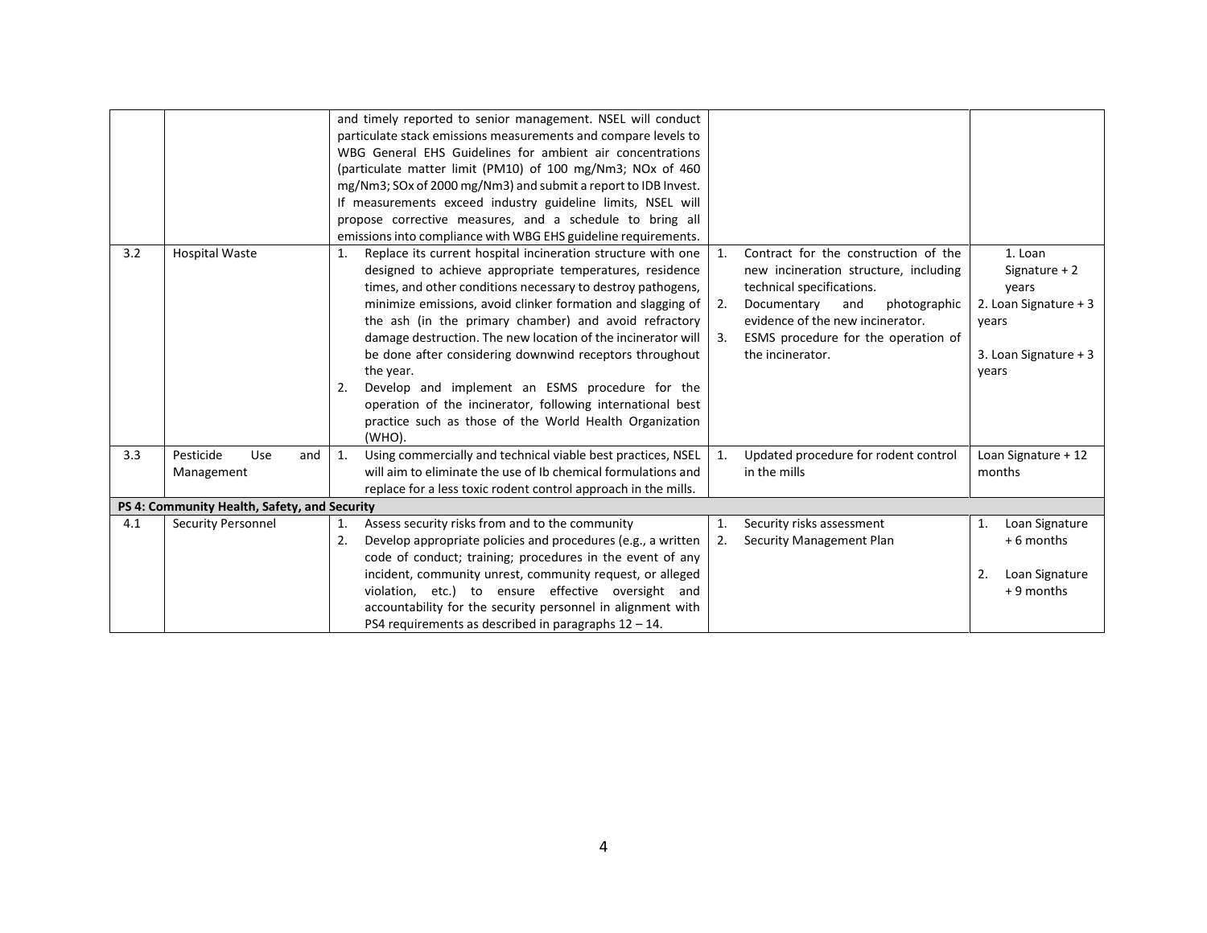| | | | | |
|---|---|---|---|---|
| | | and timely reported to senior management. NSEL will conduct particulate stack emissions measurements and compare levels to WBG General EHS Guidelines for ambient air concentrations (particulate matter limit (PM10) of 100 mg/Nm3; NOx of 460 mg/Nm3; SOx of 2000 mg/Nm3) and submit a report to IDB Invest. If measurements exceed industry guideline limits, NSEL will propose corrective measures, and a schedule to bring all emissions into compliance with WBG EHS guideline requirements. | | |
| 3.2 | Hospital Waste | 1. Replace its current hospital incineration structure with one designed to achieve appropriate temperatures, residence times, and other conditions necessary to destroy pathogens, minimize emissions, avoid clinker formation and slagging of the ash (in the primary chamber) and avoid refractory damage destruction. The new location of the incinerator will be done after considering downwind receptors throughout the year.<br>2. Develop and implement an ESMS procedure for the operation of the incinerator, following international best practice such as those of the World Health Organization (WHO). | 1. Contract for the construction of the new incineration structure, including technical specifications.<br>2. Documentary and photographic evidence of the new incinerator.<br>3. ESMS procedure for the operation of the incinerator. | 1. Loan Signature + 2 years<br>2. Loan Signature + 3 years<br>3. Loan Signature + 3 years |
| 3.3 | Pesticide Use and Management | 1. Using commercially and technical viable best practices, NSEL will aim to eliminate the use of Ib chemical formulations and replace for a less toxic rodent control approach in the mills. | 1. Updated procedure for rodent control in the mills | Loan Signature + 12 months |
| **PS 4: Community Health, Safety, and Security** | | | | |
| 4.1 | Security Personnel | 1. Assess security risks from and to the community<br>2. Develop appropriate policies and procedures (e.g., a written code of conduct; training; procedures in the event of any incident, community unrest, community request, or alleged violation, etc.) to ensure effective oversight and accountability for the security personnel in alignment with PS4 requirements as described in paragraphs 12 – 14. | 1. Security risks assessment<br>2. Security Management Plan | 1. Loan Signature + 6 months<br>2. Loan Signature + 9 months |